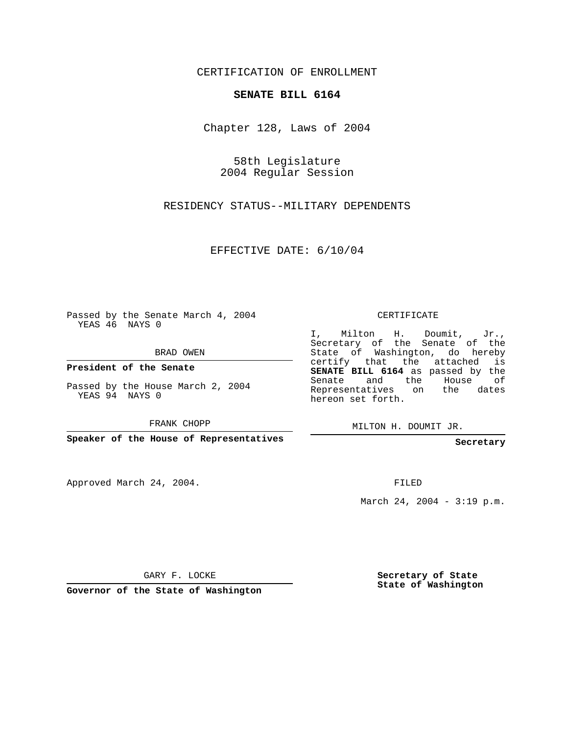CERTIFICATION OF ENROLLMENT

**SENATE BILL 6164**

Chapter 128, Laws of 2004

58th Legislature
2004 Regular Session

RESIDENCY STATUS--MILITARY DEPENDENTS

EFFECTIVE DATE: 6/10/04

Passed by the Senate March 4, 2004
YEAS 46 NAYS 0

BRAD OWEN

**President of the Senate**

Passed by the House March 2, 2004
YEAS 94 NAYS 0

FRANK CHOPP

**Speaker of the House of Representatives**

Approved March 24, 2004.

GARY F. LOCKE

**Governor of the State of Washington**

CERTIFICATE

I, Milton H. Doumit, Jr., Secretary of the Senate of the State of Washington, do hereby certify that the attached is **SENATE BILL 6164** as passed by the Senate and the House of Representatives on the dates hereon set forth.

MILTON H. DOUMIT JR.

**Secretary**

FILED

March 24, 2004 - 3:19 p.m.

**Secretary of State**
**State of Washington**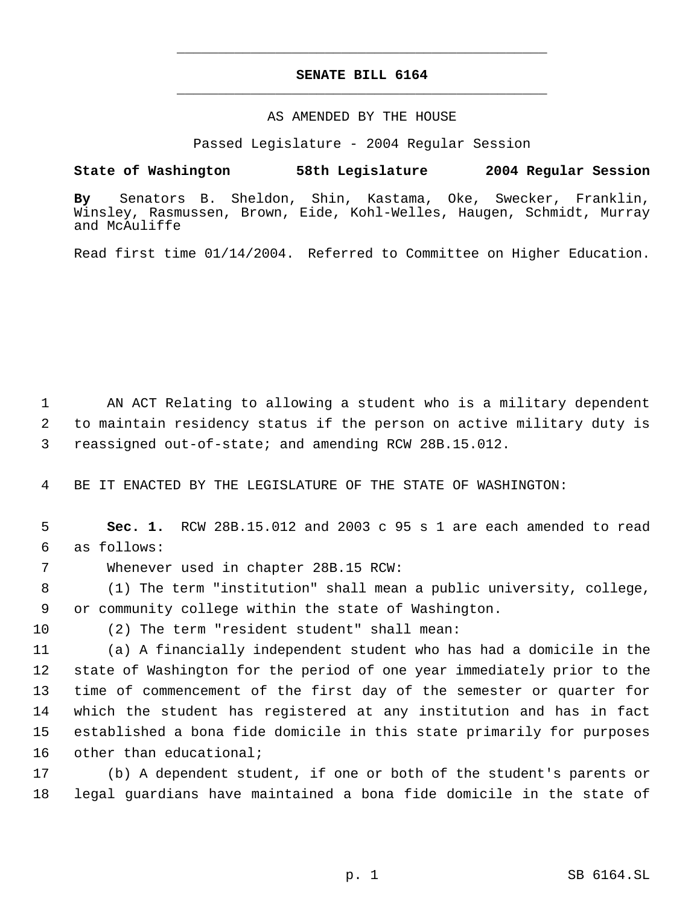# SENATE BILL 6164

AS AMENDED BY THE HOUSE

Passed Legislature - 2004 Regular Session

**State of Washington 58th Legislature 2004 Regular Session**

**By** Senators B. Sheldon, Shin, Kastama, Oke, Swecker, Franklin, Winsley, Rasmussen, Brown, Eide, Kohl-Welles, Haugen, Schmidt, Murray and McAuliffe

Read first time 01/14/2004. Referred to Committee on Higher Education.

1 AN ACT Relating to allowing a student who is a military dependent
2 to maintain residency status if the person on active military duty is
3 reassigned out-of-state; and amending RCW 28B.15.012.

4 BE IT ENACTED BY THE LEGISLATURE OF THE STATE OF WASHINGTON:

5 **Sec. 1.** RCW 28B.15.012 and 2003 c 95 s 1 are each amended to read
6 as follows:

7 Whenever used in chapter 28B.15 RCW:

8 (1) The term "institution" shall mean a public university, college,
9 or community college within the state of Washington.

10 (2) The term "resident student" shall mean:

11 (a) A financially independent student who has had a domicile in the
12 state of Washington for the period of one year immediately prior to the
13 time of commencement of the first day of the semester or quarter for
14 which the student has registered at any institution and has in fact
15 established a bona fide domicile in this state primarily for purposes
16 other than educational;

17 (b) A dependent student, if one or both of the student's parents or
18 legal guardians have maintained a bona fide domicile in the state of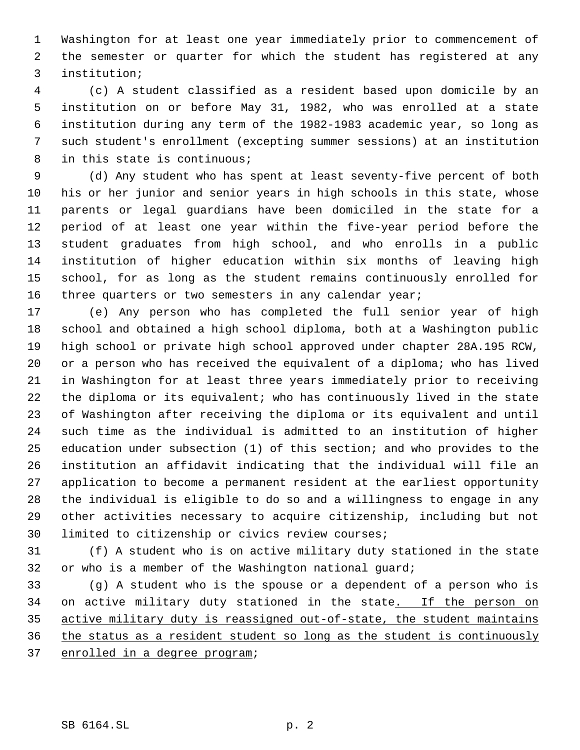Washington for at least one year immediately prior to commencement of the semester or quarter for which the student has registered at any institution;

(c) A student classified as a resident based upon domicile by an institution on or before May 31, 1982, who was enrolled at a state institution during any term of the 1982-1983 academic year, so long as such student's enrollment (excepting summer sessions) at an institution in this state is continuous;

(d) Any student who has spent at least seventy-five percent of both his or her junior and senior years in high schools in this state, whose parents or legal guardians have been domiciled in the state for a period of at least one year within the five-year period before the student graduates from high school, and who enrolls in a public institution of higher education within six months of leaving high school, for as long as the student remains continuously enrolled for three quarters or two semesters in any calendar year;

(e) Any person who has completed the full senior year of high school and obtained a high school diploma, both at a Washington public high school or private high school approved under chapter 28A.195 RCW, or a person who has received the equivalent of a diploma; who has lived in Washington for at least three years immediately prior to receiving the diploma or its equivalent; who has continuously lived in the state of Washington after receiving the diploma or its equivalent and until such time as the individual is admitted to an institution of higher education under subsection (1) of this section; and who provides to the institution an affidavit indicating that the individual will file an application to become a permanent resident at the earliest opportunity the individual is eligible to do so and a willingness to engage in any other activities necessary to acquire citizenship, including but not limited to citizenship or civics review courses;

(f) A student who is on active military duty stationed in the state or who is a member of the Washington national guard;

(g) A student who is the spouse or a dependent of a person who is on active military duty stationed in the state<u>. If the person on active military duty is reassigned out-of-state, the student maintains the status as a resident student so long as the student is continuously enrolled in a degree program</u>;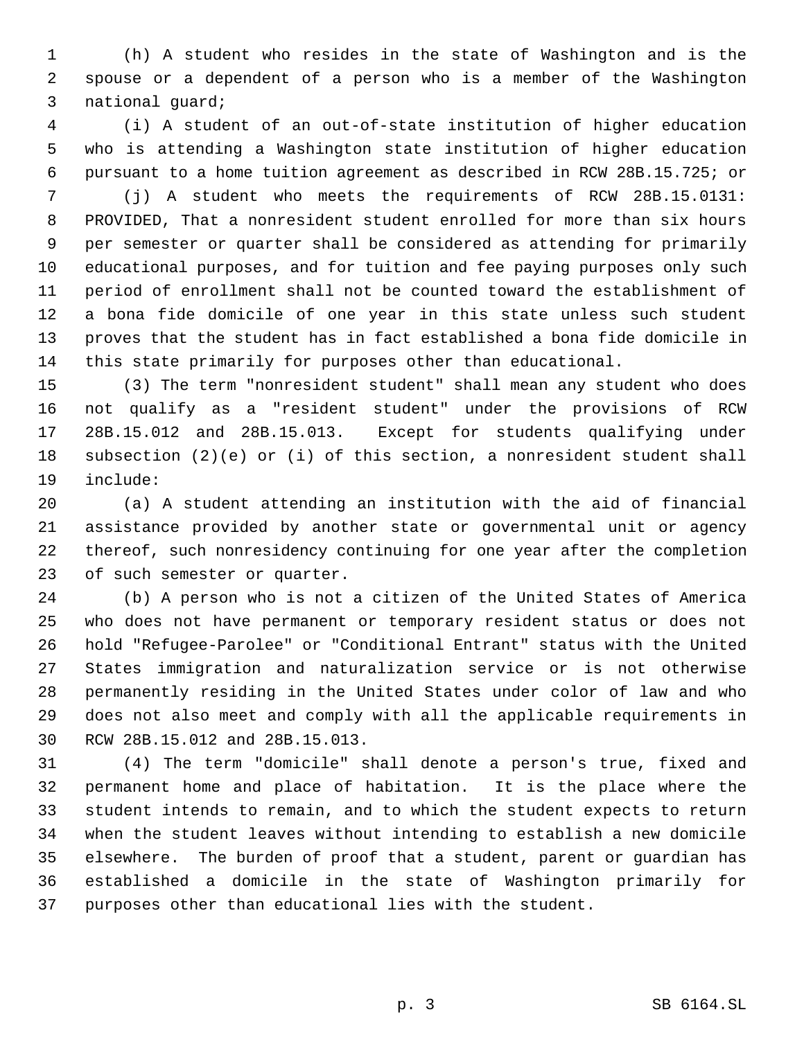(h) A student who resides in the state of Washington and is the spouse or a dependent of a person who is a member of the Washington national guard;

(i) A student of an out-of-state institution of higher education who is attending a Washington state institution of higher education pursuant to a home tuition agreement as described in RCW 28B.15.725; or

(j) A student who meets the requirements of RCW 28B.15.0131: PROVIDED, That a nonresident student enrolled for more than six hours per semester or quarter shall be considered as attending for primarily educational purposes, and for tuition and fee paying purposes only such period of enrollment shall not be counted toward the establishment of a bona fide domicile of one year in this state unless such student proves that the student has in fact established a bona fide domicile in this state primarily for purposes other than educational.

(3) The term "nonresident student" shall mean any student who does not qualify as a "resident student" under the provisions of RCW 28B.15.012 and 28B.15.013. Except for students qualifying under subsection (2)(e) or (i) of this section, a nonresident student shall include:

(a) A student attending an institution with the aid of financial assistance provided by another state or governmental unit or agency thereof, such nonresidency continuing for one year after the completion of such semester or quarter.

(b) A person who is not a citizen of the United States of America who does not have permanent or temporary resident status or does not hold "Refugee-Parolee" or "Conditional Entrant" status with the United States immigration and naturalization service or is not otherwise permanently residing in the United States under color of law and who does not also meet and comply with all the applicable requirements in RCW 28B.15.012 and 28B.15.013.

(4) The term "domicile" shall denote a person's true, fixed and permanent home and place of habitation. It is the place where the student intends to remain, and to which the student expects to return when the student leaves without intending to establish a new domicile elsewhere. The burden of proof that a student, parent or guardian has established a domicile in the state of Washington primarily for purposes other than educational lies with the student.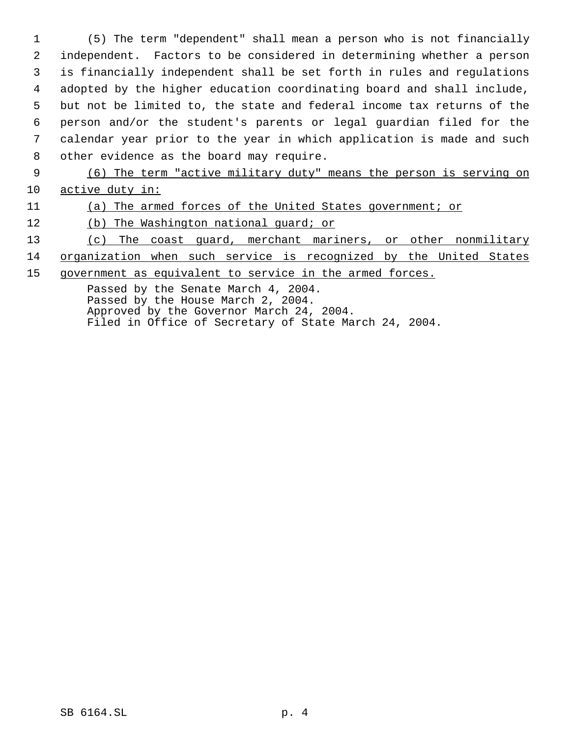(5) The term "dependent" shall mean a person who is not financially independent. Factors to be considered in determining whether a person is financially independent shall be set forth in rules and regulations adopted by the higher education coordinating board and shall include, but not be limited to, the state and federal income tax returns of the person and/or the student's parents or legal guardian filed for the calendar year prior to the year in which application is made and such other evidence as the board may require.

<u>(6) The term "active military duty" means the person is serving on active duty in:</u>

<u>(a) The armed forces of the United States government; or</u>

<u>(b) The Washington national guard; or</u>

<u>(c) The coast guard, merchant mariners, or other nonmilitary organization when such service is recognized by the United States government as equivalent to service in the armed forces.</u>

Passed by the Senate March 4, 2004.
Passed by the House March 2, 2004.
Approved by the Governor March 24, 2004.
Filed in Office of Secretary of State March 24, 2004.